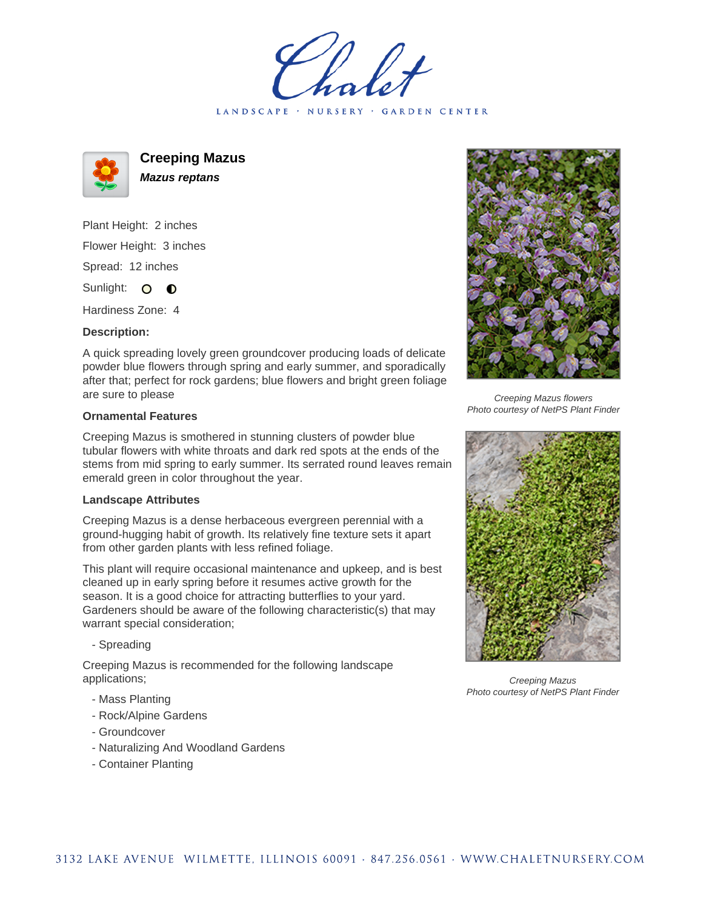# Creeping Mazus

***Mazus reptans***

Plant Height: 2 inches

Flower Height: 3 inches

Spread: 12 inches

Sunlight: ○ ◐

Hardiness Zone: 4

**Description:**

A quick spreading lovely green groundcover producing loads of delicate powder blue flowers through spring and early summer, and sporadically after that; perfect for rock gardens; blue flowers and bright green foliage are sure to please

### Ornamental Features

Creeping Mazus is smothered in stunning clusters of powder blue tubular flowers with white throats and dark red spots at the ends of the stems from mid spring to early summer. Its serrated round leaves remain emerald green in color throughout the year.

### Landscape Attributes

Creeping Mazus is a dense herbaceous evergreen perennial with a ground-hugging habit of growth. Its relatively fine texture sets it apart from other garden plants with less refined foliage.

This plant will require occasional maintenance and upkeep, and is best cleaned up in early spring before it resumes active growth for the season. It is a good choice for attracting butterflies to your yard. Gardeners should be aware of the following characteristic(s) that may warrant special consideration;

- Spreading

Creeping Mazus is recommended for the following landscape applications;

- Mass Planting
- Rock/Alpine Gardens
- Groundcover
- Naturalizing And Woodland Gardens
- Container Planting

*Creeping Mazus flowers*
*Photo courtesy of NetPS Plant Finder*

*Creeping Mazus*
*Photo courtesy of NetPS Plant Finder*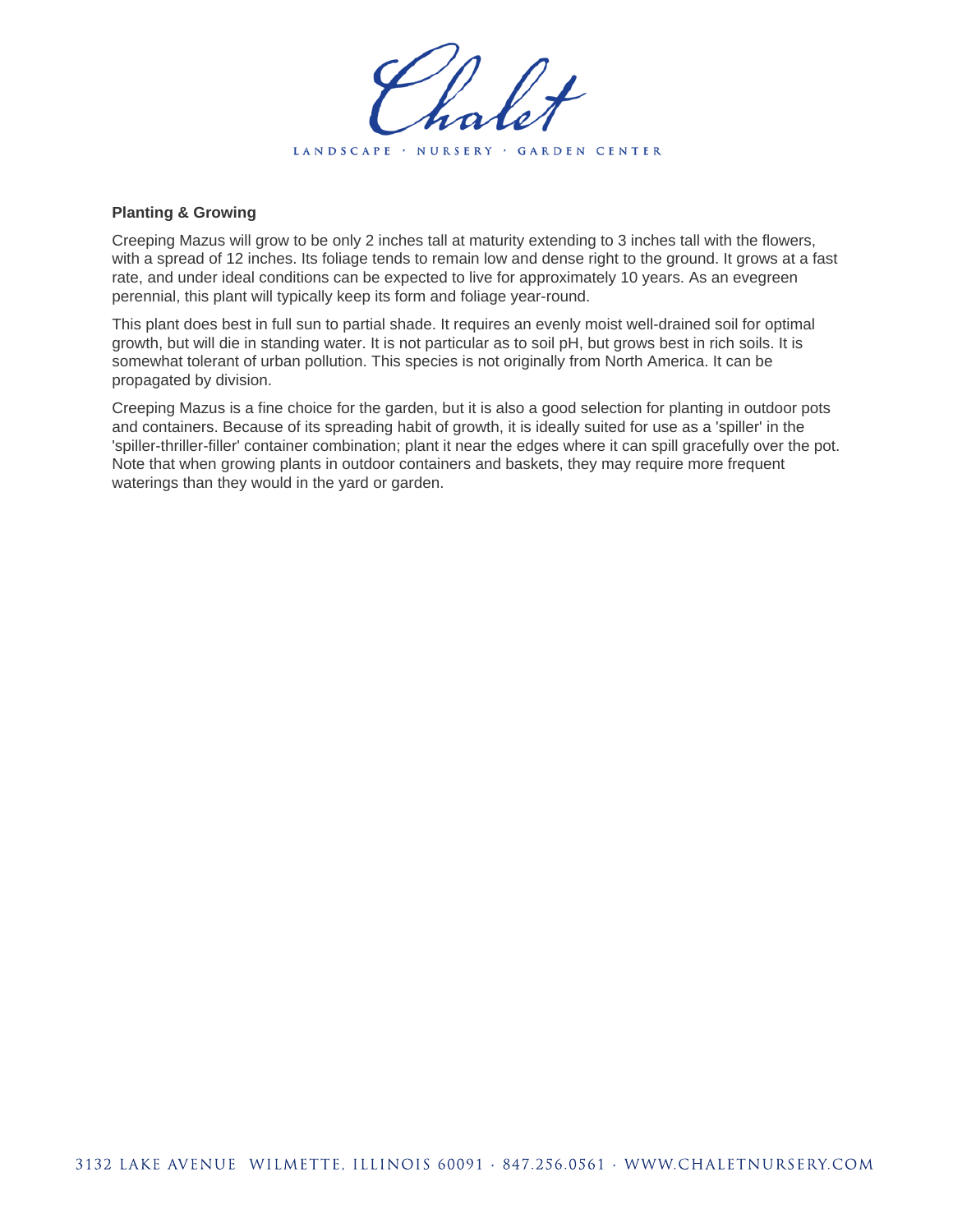## Planting & Growing

Creeping Mazus will grow to be only 2 inches tall at maturity extending to 3 inches tall with the flowers, with a spread of 12 inches. Its foliage tends to remain low and dense right to the ground. It grows at a fast rate, and under ideal conditions can be expected to live for approximately 10 years. As an evegreen perennial, this plant will typically keep its form and foliage year-round.

This plant does best in full sun to partial shade. It requires an evenly moist well-drained soil for optimal growth, but will die in standing water. It is not particular as to soil pH, but grows best in rich soils. It is somewhat tolerant of urban pollution. This species is not originally from North America. It can be propagated by division.

Creeping Mazus is a fine choice for the garden, but it is also a good selection for planting in outdoor pots and containers. Because of its spreading habit of growth, it is ideally suited for use as a 'spiller' in the 'spiller-thriller-filler' container combination; plant it near the edges where it can spill gracefully over the pot. Note that when growing plants in outdoor containers and baskets, they may require more frequent waterings than they would in the yard or garden.